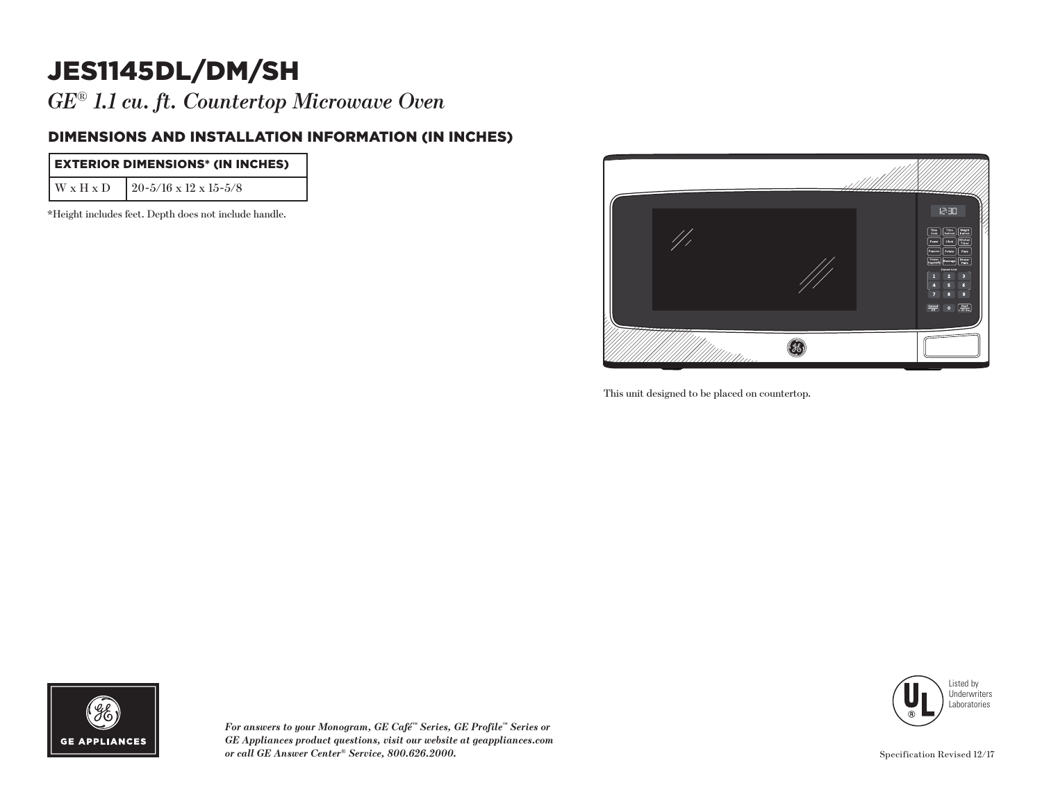# JES1145DL/DM/SH

*GE® 1.1 cu. ft. Countertop Microwave Oven*

## DIMENSIONS AND INSTALLATION INFORMATION (IN INCHES)

| EXTERIOR DIMENSIONS* (IN INCHES) | |
|---|---|
| W x H x D | 20-5/16 x 12 x 15-5/8 |

*Height includes feet. Depth does not include handle.

This unit designed to be placed on countertop.

GE APPLIANCES

***For answers to your Monogram, GE Café™ Series, GE Profile™ Series or GE Appliances product questions, visit our website at geappliances.com or call GE Answer Center® Service, 800.626.2000.***

Listed by Underwriters Laboratories

Specification Revised 12/17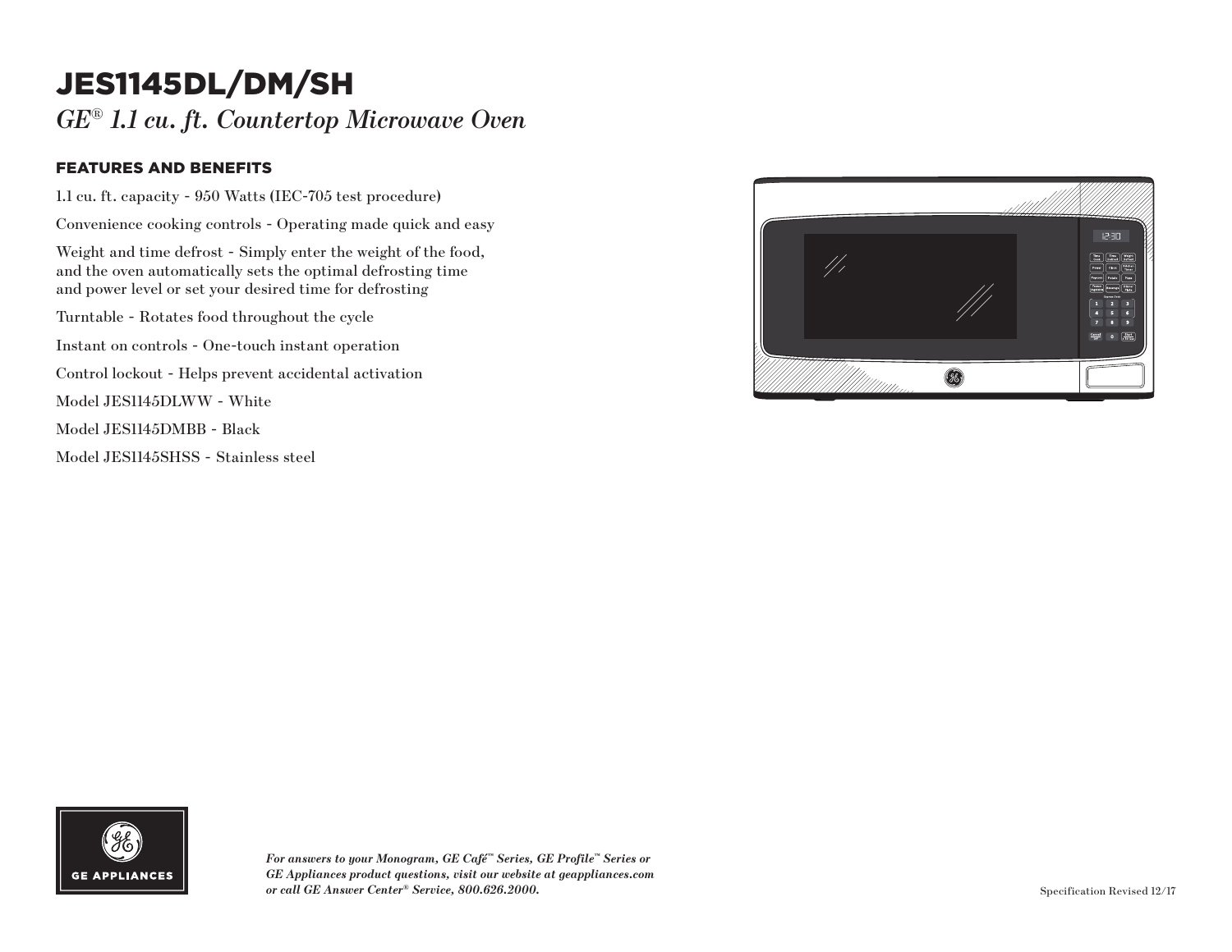# JES1145DL/DM/SH

*GE® 1.1 cu. ft. Countertop Microwave Oven*

## FEATURES AND BENEFITS

1.1 cu. ft. capacity - 950 Watts (IEC-705 test procedure)

Convenience cooking controls - Operating made quick and easy

Weight and time defrost - Simply enter the weight of the food, and the oven automatically sets the optimal defrosting time and power level or set your desired time for defrosting

Turntable - Rotates food throughout the cycle

Instant on controls - One-touch instant operation

Control lockout - Helps prevent accidental activation

Model JES1145DLWW - White

Model JES1145DMBB - Black

Model JES1145SHSS - Stainless steel

GE APPLIANCES

***For answers to your Monogram, GE Café™ Series, GE Profile™ Series or GE Appliances product questions, visit our website at geappliances.com or call GE Answer Center® Service, 800.626.2000.***

Specification Revised 12/17